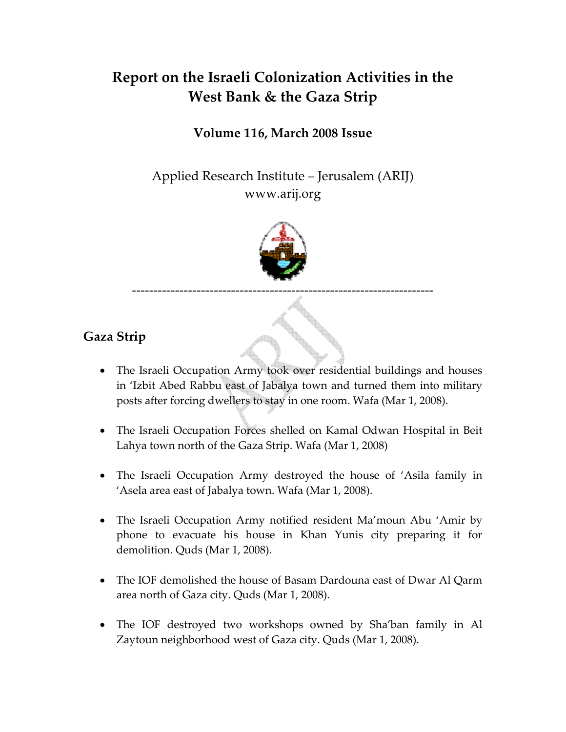# Report on the Israeli Colonization Activities in the West Bank & the Gaza Strip

### Volume 116, March 2008 Issue

Applied Research Institute – Jerusalem (ARIJ)
www.arij.org

---

## Gaza Strip

- The Israeli Occupation Army took over residential buildings and houses in 'Izbit Abed Rabbu east of Jabalya town and turned them into military posts after forcing dwellers to stay in one room. Wafa (Mar 1, 2008).

- The Israeli Occupation Forces shelled on Kamal Odwan Hospital in Beit Lahya town north of the Gaza Strip. Wafa (Mar 1, 2008)

- The Israeli Occupation Army destroyed the house of 'Asila family in 'Asela area east of Jabalya town. Wafa (Mar 1, 2008).

- The Israeli Occupation Army notified resident Ma'moun Abu 'Amir by phone to evacuate his house in Khan Yunis city preparing it for demolition. Quds (Mar 1, 2008).

- The IOF demolished the house of Basam Dardouna east of Dwar Al Qarm area north of Gaza city. Quds (Mar 1, 2008).

- The IOF destroyed two workshops owned by Sha'ban family in Al Zaytoun neighborhood west of Gaza city. Quds (Mar 1, 2008).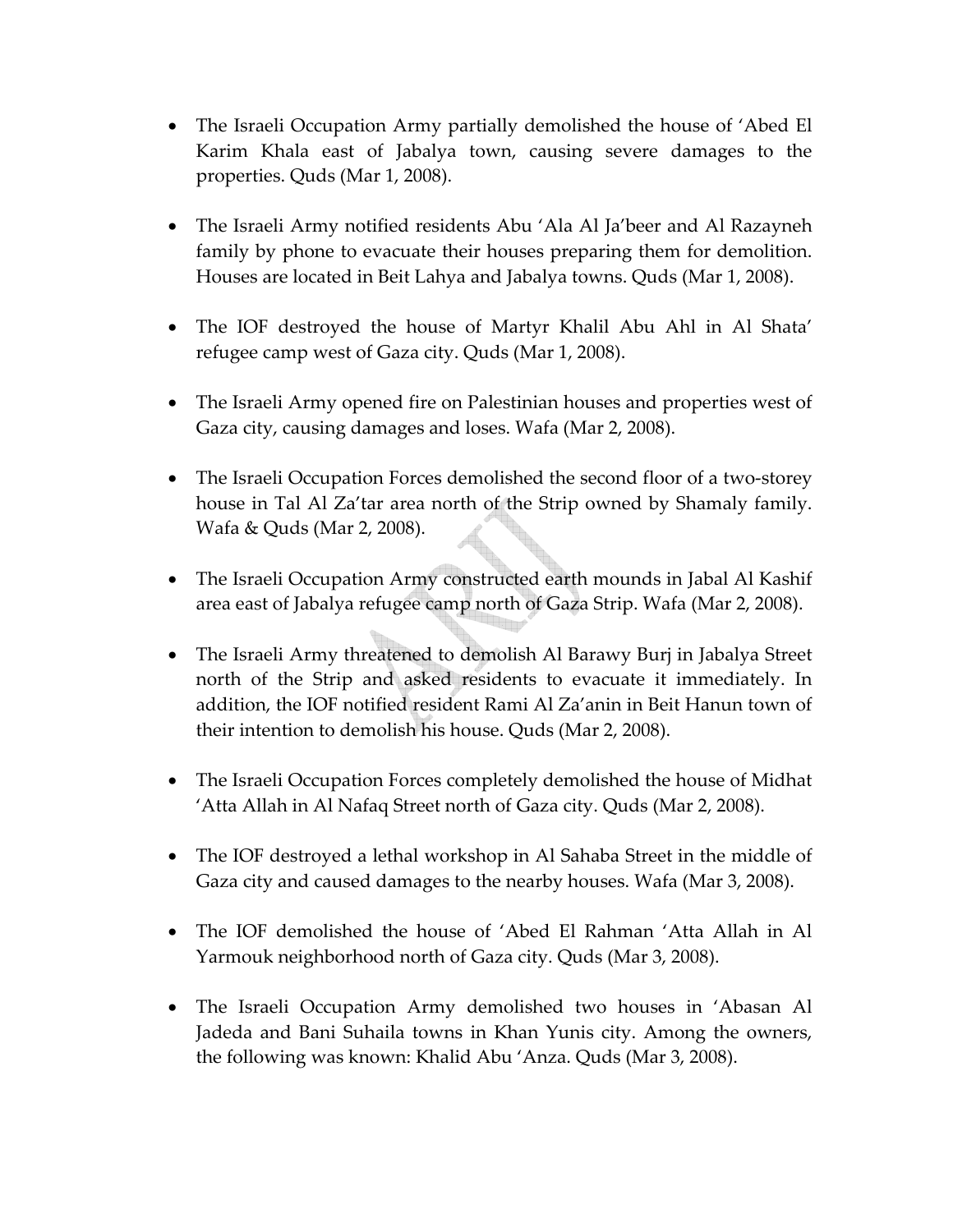- The Israeli Occupation Army partially demolished the house of 'Abed El Karim Khala east of Jabalya town, causing severe damages to the properties. Quds (Mar 1, 2008).

- The Israeli Army notified residents Abu 'Ala Al Ja'beer and Al Razayneh family by phone to evacuate their houses preparing them for demolition. Houses are located in Beit Lahya and Jabalya towns. Quds (Mar 1, 2008).

- The IOF destroyed the house of Martyr Khalil Abu Ahl in Al Shata' refugee camp west of Gaza city. Quds (Mar 1, 2008).

- The Israeli Army opened fire on Palestinian houses and properties west of Gaza city, causing damages and loses. Wafa (Mar 2, 2008).

- The Israeli Occupation Forces demolished the second floor of a two-storey house in Tal Al Za'tar area north of the Strip owned by Shamaly family. Wafa & Quds (Mar 2, 2008).

- The Israeli Occupation Army constructed earth mounds in Jabal Al Kashif area east of Jabalya refugee camp north of Gaza Strip. Wafa (Mar 2, 2008).

- The Israeli Army threatened to demolish Al Barawy Burj in Jabalya Street north of the Strip and asked residents to evacuate it immediately. In addition, the IOF notified resident Rami Al Za'anin in Beit Hanun town of their intention to demolish his house. Quds (Mar 2, 2008).

- The Israeli Occupation Forces completely demolished the house of Midhat 'Atta Allah in Al Nafaq Street north of Gaza city. Quds (Mar 2, 2008).

- The IOF destroyed a lethal workshop in Al Sahaba Street in the middle of Gaza city and caused damages to the nearby houses. Wafa (Mar 3, 2008).

- The IOF demolished the house of 'Abed El Rahman 'Atta Allah in Al Yarmouk neighborhood north of Gaza city. Quds (Mar 3, 2008).

- The Israeli Occupation Army demolished two houses in 'Abasan Al Jadeda and Bani Suhaila towns in Khan Yunis city. Among the owners, the following was known: Khalid Abu 'Anza. Quds (Mar 3, 2008).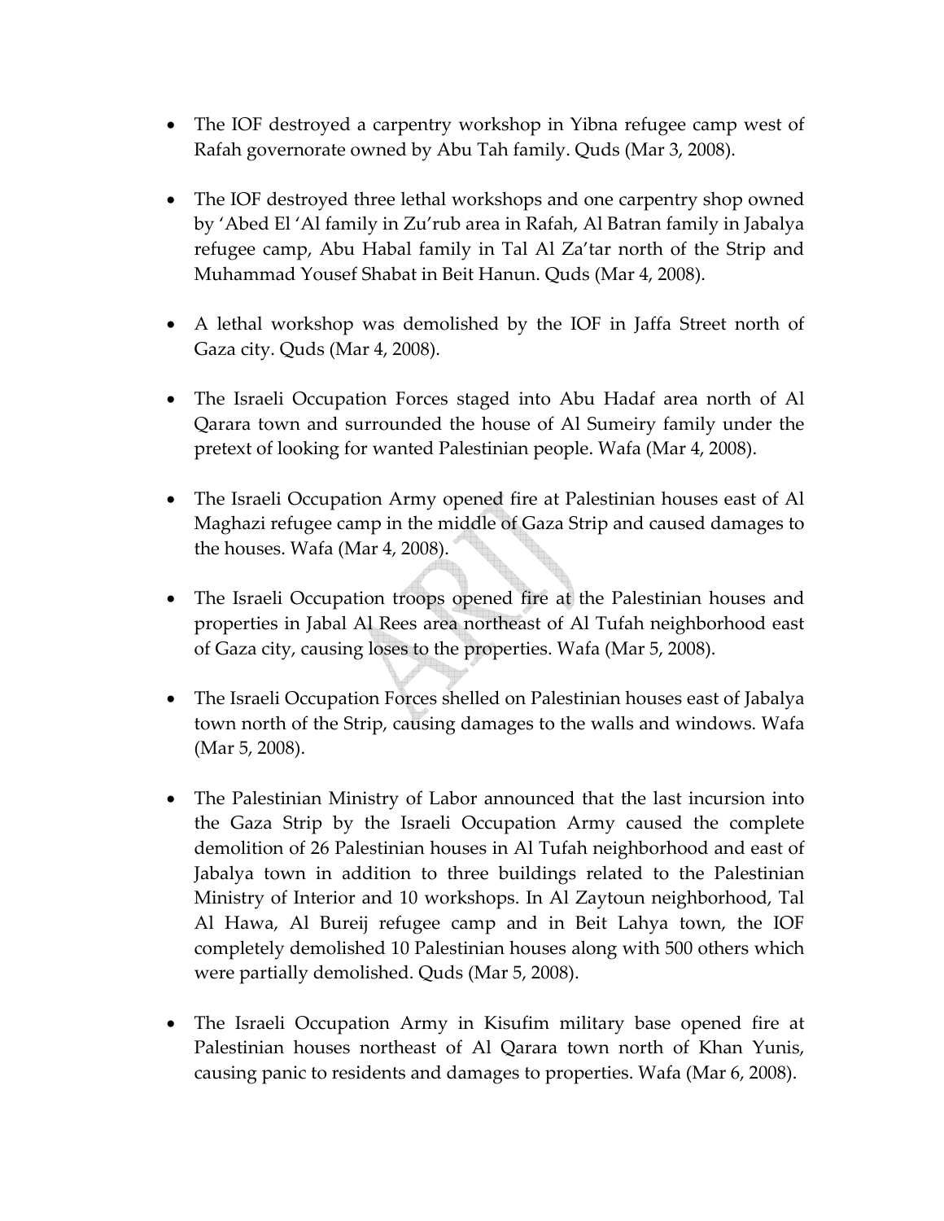- The IOF destroyed a carpentry workshop in Yibna refugee camp west of Rafah governorate owned by Abu Tah family. Quds (Mar 3, 2008).

- The IOF destroyed three lethal workshops and one carpentry shop owned by 'Abed El 'Al family in Zu'rub area in Rafah, Al Batran family in Jabalya refugee camp, Abu Habal family in Tal Al Za'tar north of the Strip and Muhammad Yousef Shabat in Beit Hanun. Quds (Mar 4, 2008).

- A lethal workshop was demolished by the IOF in Jaffa Street north of Gaza city. Quds (Mar 4, 2008).

- The Israeli Occupation Forces staged into Abu Hadaf area north of Al Qarara town and surrounded the house of Al Sumeiry family under the pretext of looking for wanted Palestinian people. Wafa (Mar 4, 2008).

- The Israeli Occupation Army opened fire at Palestinian houses east of Al Maghazi refugee camp in the middle of Gaza Strip and caused damages to the houses. Wafa (Mar 4, 2008).

- The Israeli Occupation troops opened fire at the Palestinian houses and properties in Jabal Al Rees area northeast of Al Tufah neighborhood east of Gaza city, causing loses to the properties. Wafa (Mar 5, 2008).

- The Israeli Occupation Forces shelled on Palestinian houses east of Jabalya town north of the Strip, causing damages to the walls and windows. Wafa (Mar 5, 2008).

- The Palestinian Ministry of Labor announced that the last incursion into the Gaza Strip by the Israeli Occupation Army caused the complete demolition of 26 Palestinian houses in Al Tufah neighborhood and east of Jabalya town in addition to three buildings related to the Palestinian Ministry of Interior and 10 workshops. In Al Zaytoun neighborhood, Tal Al Hawa, Al Bureij refugee camp and in Beit Lahya town, the IOF completely demolished 10 Palestinian houses along with 500 others which were partially demolished. Quds (Mar 5, 2008).

- The Israeli Occupation Army in Kisufim military base opened fire at Palestinian houses northeast of Al Qarara town north of Khan Yunis, causing panic to residents and damages to properties. Wafa (Mar 6, 2008).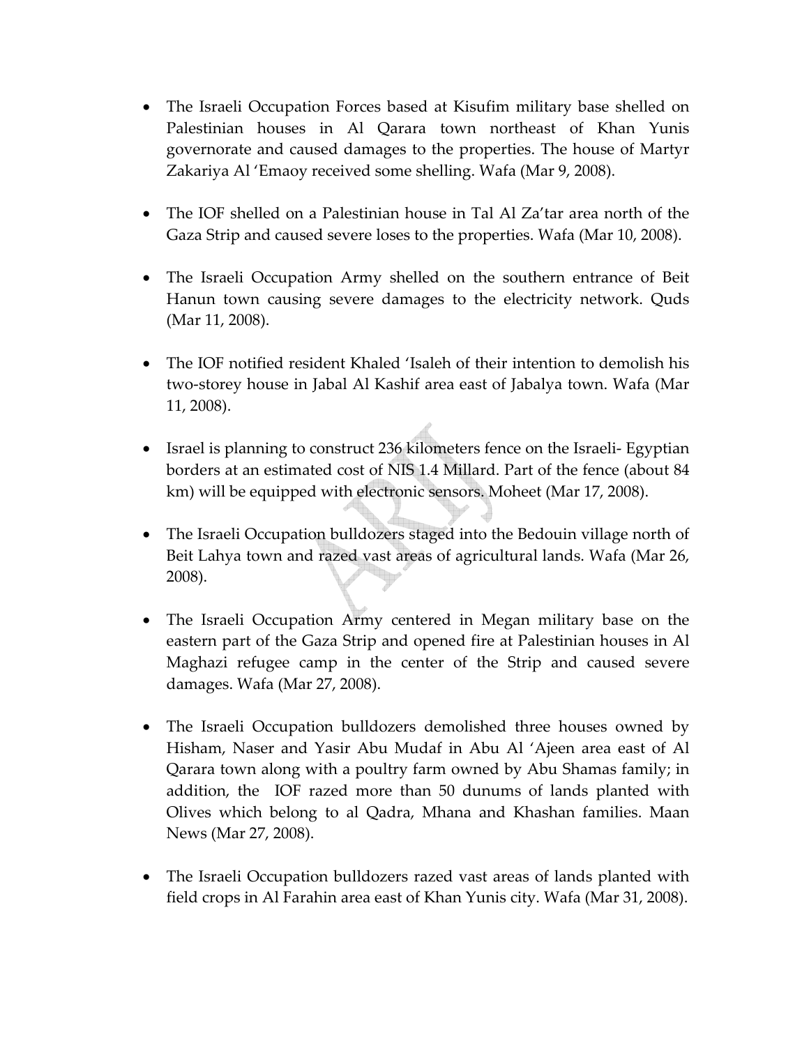- The Israeli Occupation Forces based at Kisufim military base shelled on Palestinian houses in Al Qarara town northeast of Khan Yunis governorate and caused damages to the properties. The house of Martyr Zakariya Al 'Emaoy received some shelling. Wafa (Mar 9, 2008).

- The IOF shelled on a Palestinian house in Tal Al Za'tar area north of the Gaza Strip and caused severe loses to the properties. Wafa (Mar 10, 2008).

- The Israeli Occupation Army shelled on the southern entrance of Beit Hanun town causing severe damages to the electricity network. Quds (Mar 11, 2008).

- The IOF notified resident Khaled 'Isaleh of their intention to demolish his two-storey house in Jabal Al Kashif area east of Jabalya town. Wafa (Mar 11, 2008).

- Israel is planning to construct 236 kilometers fence on the Israeli- Egyptian borders at an estimated cost of NIS 1.4 Millard. Part of the fence (about 84 km) will be equipped with electronic sensors. Moheet (Mar 17, 2008).

- The Israeli Occupation bulldozers staged into the Bedouin village north of Beit Lahya town and razed vast areas of agricultural lands. Wafa (Mar 26, 2008).

- The Israeli Occupation Army centered in Megan military base on the eastern part of the Gaza Strip and opened fire at Palestinian houses in Al Maghazi refugee camp in the center of the Strip and caused severe damages. Wafa (Mar 27, 2008).

- The Israeli Occupation bulldozers demolished three houses owned by Hisham, Naser and Yasir Abu Mudaf in Abu Al 'Ajeen area east of Al Qarara town along with a poultry farm owned by Abu Shamas family; in addition, the IOF razed more than 50 dunums of lands planted with Olives which belong to al Qadra, Mhana and Khashan families. Maan News (Mar 27, 2008).

- The Israeli Occupation bulldozers razed vast areas of lands planted with field crops in Al Farahin area east of Khan Yunis city. Wafa (Mar 31, 2008).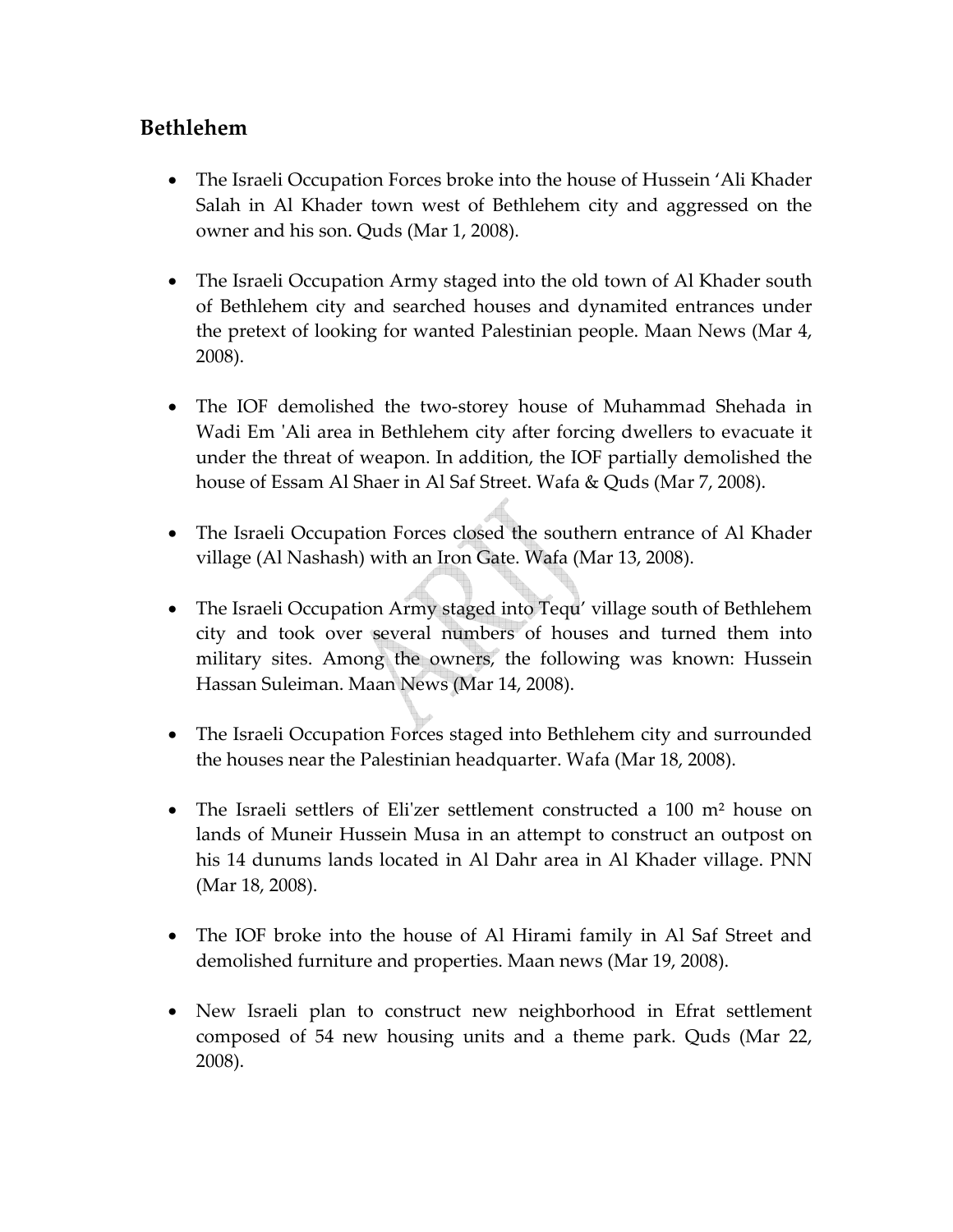## Bethlehem

- The Israeli Occupation Forces broke into the house of Hussein 'Ali Khader Salah in Al Khader town west of Bethlehem city and aggressed on the owner and his son. Quds (Mar 1, 2008).

- The Israeli Occupation Army staged into the old town of Al Khader south of Bethlehem city and searched houses and dynamited entrances under the pretext of looking for wanted Palestinian people. Maan News (Mar 4, 2008).

- The IOF demolished the two-storey house of Muhammad Shehada in Wadi Em 'Ali area in Bethlehem city after forcing dwellers to evacuate it under the threat of weapon. In addition, the IOF partially demolished the house of Essam Al Shaer in Al Saf Street. Wafa & Quds (Mar 7, 2008).

- The Israeli Occupation Forces closed the southern entrance of Al Khader village (Al Nashash) with an Iron Gate. Wafa (Mar 13, 2008).

- The Israeli Occupation Army staged into Tequ' village south of Bethlehem city and took over several numbers of houses and turned them into military sites. Among the owners, the following was known: Hussein Hassan Suleiman. Maan News (Mar 14, 2008).

- The Israeli Occupation Forces staged into Bethlehem city and surrounded the houses near the Palestinian headquarter. Wafa (Mar 18, 2008).

- The Israeli settlers of Eli'zer settlement constructed a 100 m² house on lands of Muneir Hussein Musa in an attempt to construct an outpost on his 14 dunums lands located in Al Dahr area in Al Khader village. PNN (Mar 18, 2008).

- The IOF broke into the house of Al Hirami family in Al Saf Street and demolished furniture and properties. Maan news (Mar 19, 2008).

- New Israeli plan to construct new neighborhood in Efrat settlement composed of 54 new housing units and a theme park. Quds (Mar 22, 2008).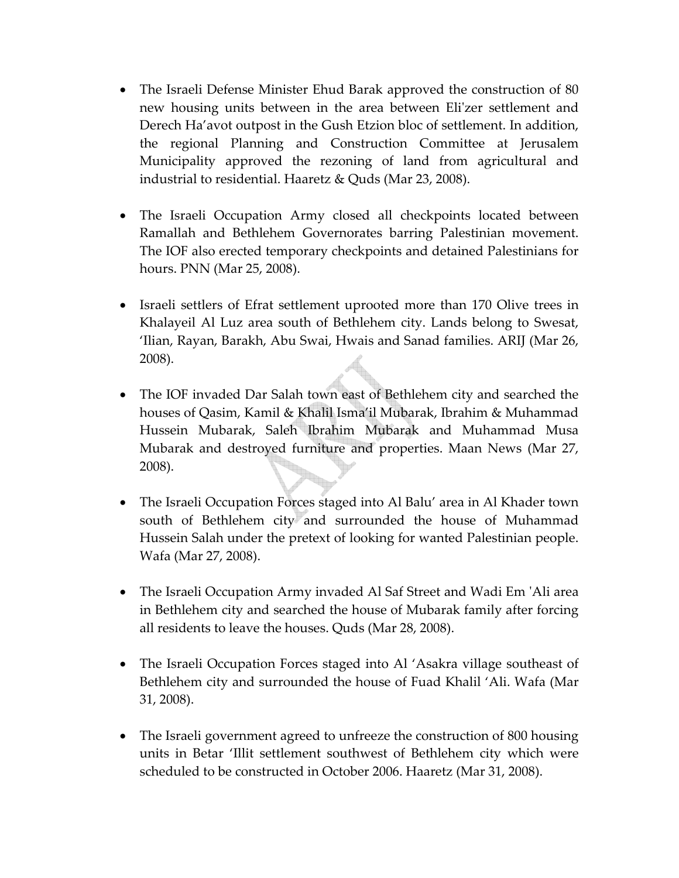- The Israeli Defense Minister Ehud Barak approved the construction of 80 new housing units between in the area between Eli'zer settlement and Derech Ha'avot outpost in the Gush Etzion bloc of settlement. In addition, the regional Planning and Construction Committee at Jerusalem Municipality approved the rezoning of land from agricultural and industrial to residential. Haaretz & Quds (Mar 23, 2008).

- The Israeli Occupation Army closed all checkpoints located between Ramallah and Bethlehem Governorates barring Palestinian movement. The IOF also erected temporary checkpoints and detained Palestinians for hours. PNN (Mar 25, 2008).

- Israeli settlers of Efrat settlement uprooted more than 170 Olive trees in Khalayeil Al Luz area south of Bethlehem city. Lands belong to Swesat, 'Ilian, Rayan, Barakh, Abu Swai, Hwais and Sanad families. ARIJ (Mar 26, 2008).

- The IOF invaded Dar Salah town east of Bethlehem city and searched the houses of Qasim, Kamil & Khalil Isma'il Mubarak, Ibrahim & Muhammad Hussein Mubarak, Saleh Ibrahim Mubarak and Muhammad Musa Mubarak and destroyed furniture and properties. Maan News (Mar 27, 2008).

- The Israeli Occupation Forces staged into Al Balu' area in Al Khader town south of Bethlehem city and surrounded the house of Muhammad Hussein Salah under the pretext of looking for wanted Palestinian people. Wafa (Mar 27, 2008).

- The Israeli Occupation Army invaded Al Saf Street and Wadi Em 'Ali area in Bethlehem city and searched the house of Mubarak family after forcing all residents to leave the houses. Quds (Mar 28, 2008).

- The Israeli Occupation Forces staged into Al 'Asakra village southeast of Bethlehem city and surrounded the house of Fuad Khalil 'Ali. Wafa (Mar 31, 2008).

- The Israeli government agreed to unfreeze the construction of 800 housing units in Betar 'Illit settlement southwest of Bethlehem city which were scheduled to be constructed in October 2006. Haaretz (Mar 31, 2008).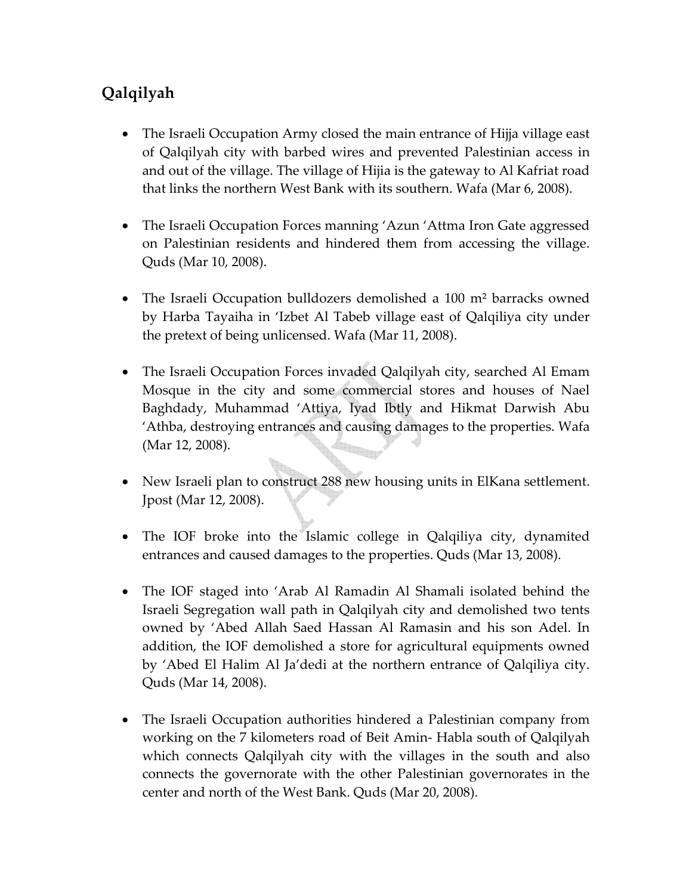## Qalqilyah

- The Israeli Occupation Army closed the main entrance of Hijja village east of Qalqilyah city with barbed wires and prevented Palestinian access in and out of the village. The village of Hijia is the gateway to Al Kafriat road that links the northern West Bank with its southern. Wafa (Mar 6, 2008).

- The Israeli Occupation Forces manning 'Azun 'Attma Iron Gate aggressed on Palestinian residents and hindered them from accessing the village. Quds (Mar 10, 2008).

- The Israeli Occupation bulldozers demolished a 100 m² barracks owned by Harba Tayaiha in 'Izbet Al Tabeb village east of Qalqiliya city under the pretext of being unlicensed. Wafa (Mar 11, 2008).

- The Israeli Occupation Forces invaded Qalqilyah city, searched Al Emam Mosque in the city and some commercial stores and houses of Nael Baghdady, Muhammad 'Attiya, Iyad Ibtly and Hikmat Darwish Abu 'Athba, destroying entrances and causing damages to the properties. Wafa (Mar 12, 2008).

- New Israeli plan to construct 288 new housing units in ElKana settlement. Jpost (Mar 12, 2008).

- The IOF broke into the Islamic college in Qalqiliya city, dynamited entrances and caused damages to the properties. Quds (Mar 13, 2008).

- The IOF staged into 'Arab Al Ramadin Al Shamali isolated behind the Israeli Segregation wall path in Qalqilyah city and demolished two tents owned by 'Abed Allah Saed Hassan Al Ramasin and his son Adel. In addition, the IOF demolished a store for agricultural equipments owned by 'Abed El Halim Al Ja'dedi at the northern entrance of Qalqiliya city. Quds (Mar 14, 2008).

- The Israeli Occupation authorities hindered a Palestinian company from working on the 7 kilometers road of Beit Amin- Habla south of Qalqilyah which connects Qalqilyah city with the villages in the south and also connects the governorate with the other Palestinian governorates in the center and north of the West Bank. Quds (Mar 20, 2008).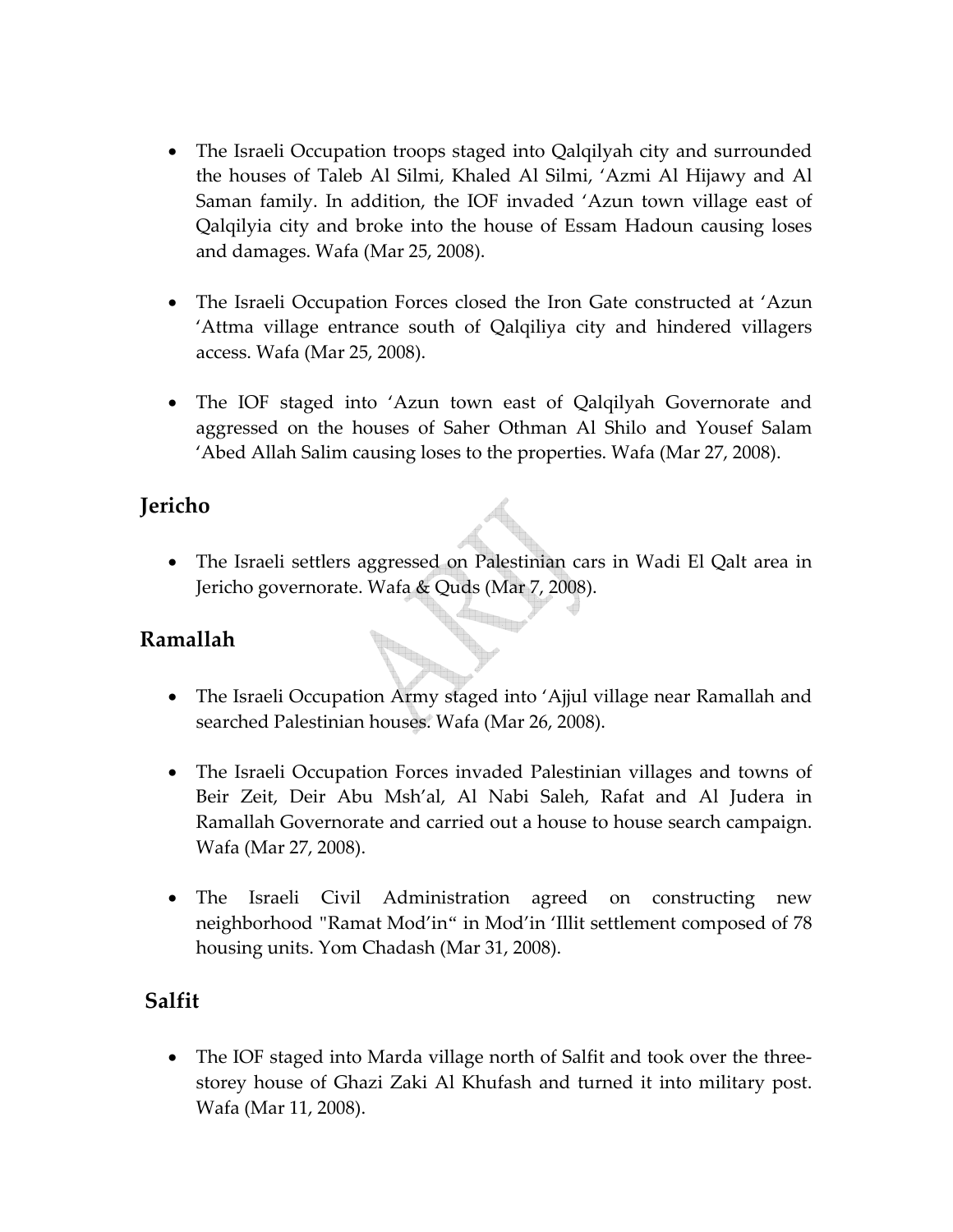- The Israeli Occupation troops staged into Qalqilyah city and surrounded the houses of Taleb Al Silmi, Khaled Al Silmi, 'Azmi Al Hijawy and Al Saman family. In addition, the IOF invaded 'Azun town village east of Qalqilyia city and broke into the house of Essam Hadoun causing loses and damages. Wafa (Mar 25, 2008).

- The Israeli Occupation Forces closed the Iron Gate constructed at 'Azun 'Attma village entrance south of Qalqiliya city and hindered villagers access. Wafa (Mar 25, 2008).

- The IOF staged into 'Azun town east of Qalqilyah Governorate and aggressed on the houses of Saher Othman Al Shilo and Yousef Salam 'Abed Allah Salim causing loses to the properties. Wafa (Mar 27, 2008).

## Jericho

- The Israeli settlers aggressed on Palestinian cars in Wadi El Qalt area in Jericho governorate. Wafa & Quds (Mar 7, 2008).

## Ramallah

- The Israeli Occupation Army staged into 'Ajjul village near Ramallah and searched Palestinian houses. Wafa (Mar 26, 2008).

- The Israeli Occupation Forces invaded Palestinian villages and towns of Beir Zeit, Deir Abu Msh'al, Al Nabi Saleh, Rafat and Al Judera in Ramallah Governorate and carried out a house to house search campaign. Wafa (Mar 27, 2008).

- The Israeli Civil Administration agreed on constructing new neighborhood "Ramat Mod'in" in Mod'in 'Illit settlement composed of 78 housing units. Yom Chadash (Mar 31, 2008).

## Salfit

- The IOF staged into Marda village north of Salfit and took over the three-storey house of Ghazi Zaki Al Khufash and turned it into military post. Wafa (Mar 11, 2008).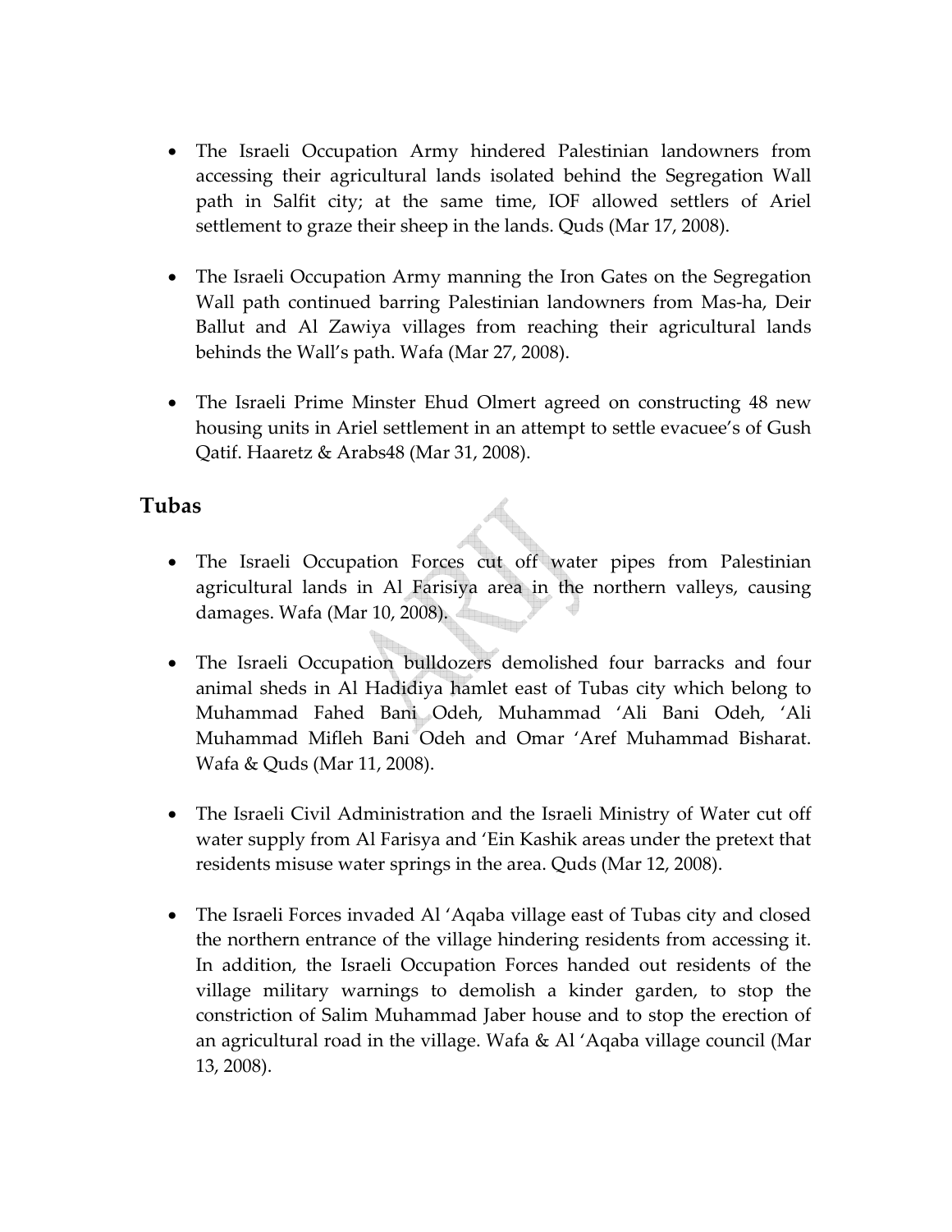- The Israeli Occupation Army hindered Palestinian landowners from accessing their agricultural lands isolated behind the Segregation Wall path in Salfit city; at the same time, IOF allowed settlers of Ariel settlement to graze their sheep in the lands. Quds (Mar 17, 2008).

- The Israeli Occupation Army manning the Iron Gates on the Segregation Wall path continued barring Palestinian landowners from Mas-ha, Deir Ballut and Al Zawiya villages from reaching their agricultural lands behinds the Wall's path. Wafa (Mar 27, 2008).

- The Israeli Prime Minster Ehud Olmert agreed on constructing 48 new housing units in Ariel settlement in an attempt to settle evacuee's of Gush Qatif. Haaretz & Arabs48 (Mar 31, 2008).

## Tubas

- The Israeli Occupation Forces cut off water pipes from Palestinian agricultural lands in Al Farisiya area in the northern valleys, causing damages. Wafa (Mar 10, 2008).

- The Israeli Occupation bulldozers demolished four barracks and four animal sheds in Al Hadidiya hamlet east of Tubas city which belong to Muhammad Fahed Bani Odeh, Muhammad 'Ali Bani Odeh, 'Ali Muhammad Mifleh Bani Odeh and Omar 'Aref Muhammad Bisharat. Wafa & Quds (Mar 11, 2008).

- The Israeli Civil Administration and the Israeli Ministry of Water cut off water supply from Al Farisya and 'Ein Kashik areas under the pretext that residents misuse water springs in the area. Quds (Mar 12, 2008).

- The Israeli Forces invaded Al 'Aqaba village east of Tubas city and closed the northern entrance of the village hindering residents from accessing it. In addition, the Israeli Occupation Forces handed out residents of the village military warnings to demolish a kinder garden, to stop the constriction of Salim Muhammad Jaber house and to stop the erection of an agricultural road in the village. Wafa & Al 'Aqaba village council (Mar 13, 2008).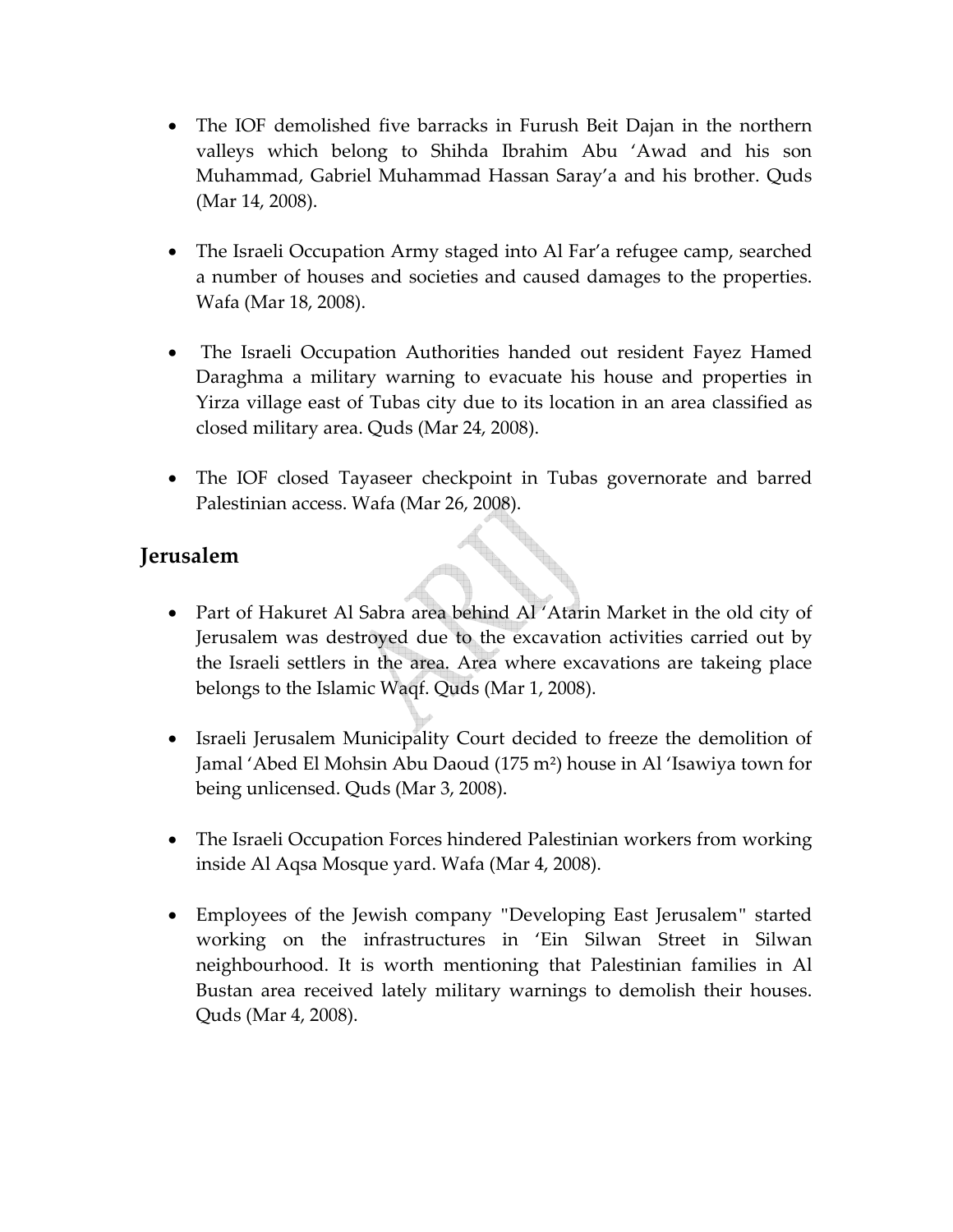- The IOF demolished five barracks in Furush Beit Dajan in the northern valleys which belong to Shihda Ibrahim Abu 'Awad and his son Muhammad, Gabriel Muhammad Hassan Saray'a and his brother. Quds (Mar 14, 2008).

- The Israeli Occupation Army staged into Al Far'a refugee camp, searched a number of houses and societies and caused damages to the properties. Wafa (Mar 18, 2008).

- The Israeli Occupation Authorities handed out resident Fayez Hamed Daraghma a military warning to evacuate his house and properties in Yirza village east of Tubas city due to its location in an area classified as closed military area. Quds (Mar 24, 2008).

- The IOF closed Tayaseer checkpoint in Tubas governorate and barred Palestinian access. Wafa (Mar 26, 2008).

## Jerusalem

- Part of Hakuret Al Sabra area behind Al 'Atarin Market in the old city of Jerusalem was destroyed due to the excavation activities carried out by the Israeli settlers in the area. Area where excavations are takeing place belongs to the Islamic Waqf. Quds (Mar 1, 2008).

- Israeli Jerusalem Municipality Court decided to freeze the demolition of Jamal 'Abed El Mohsin Abu Daoud (175 m²) house in Al 'Isawiya town for being unlicensed. Quds (Mar 3, 2008).

- The Israeli Occupation Forces hindered Palestinian workers from working inside Al Aqsa Mosque yard. Wafa (Mar 4, 2008).

- Employees of the Jewish company "Developing East Jerusalem" started working on the infrastructures in 'Ein Silwan Street in Silwan neighbourhood. It is worth mentioning that Palestinian families in Al Bustan area received lately military warnings to demolish their houses. Quds (Mar 4, 2008).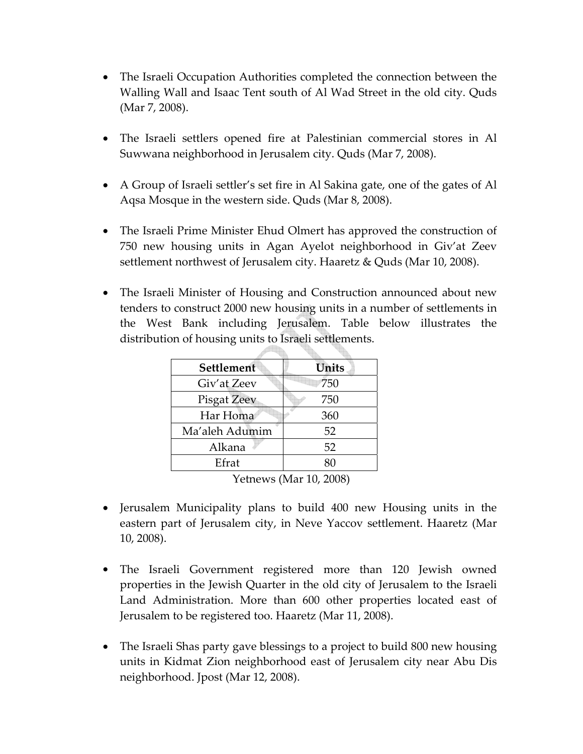- The Israeli Occupation Authorities completed the connection between the Walling Wall and Isaac Tent south of Al Wad Street in the old city. Quds (Mar 7, 2008).

- The Israeli settlers opened fire at Palestinian commercial stores in Al Suwwana neighborhood in Jerusalem city. Quds (Mar 7, 2008).

- A Group of Israeli settler's set fire in Al Sakina gate, one of the gates of Al Aqsa Mosque in the western side. Quds (Mar 8, 2008).

- The Israeli Prime Minister Ehud Olmert has approved the construction of 750 new housing units in Agan Ayelot neighborhood in Giv'at Zeev settlement northwest of Jerusalem city. Haaretz & Quds (Mar 10, 2008).

- The Israeli Minister of Housing and Construction announced about new tenders to construct 2000 new housing units in a number of settlements in the West Bank including Jerusalem. Table below illustrates the distribution of housing units to Israeli settlements.

| Settlement | Units |
|---|---|
| Giv'at Zeev | 750 |
| Pisgat Zeev | 750 |
| Har Homa | 360 |
| Ma'aleh Adumim | 52 |
| Alkana | 52 |
| Efrat | 80 |

Yetnews (Mar 10, 2008)

- Jerusalem Municipality plans to build 400 new Housing units in the eastern part of Jerusalem city, in Neve Yaccov settlement. Haaretz (Mar 10, 2008).

- The Israeli Government registered more than 120 Jewish owned properties in the Jewish Quarter in the old city of Jerusalem to the Israeli Land Administration. More than 600 other properties located east of Jerusalem to be registered too. Haaretz (Mar 11, 2008).

- The Israeli Shas party gave blessings to a project to build 800 new housing units in Kidmat Zion neighborhood east of Jerusalem city near Abu Dis neighborhood. Jpost (Mar 12, 2008).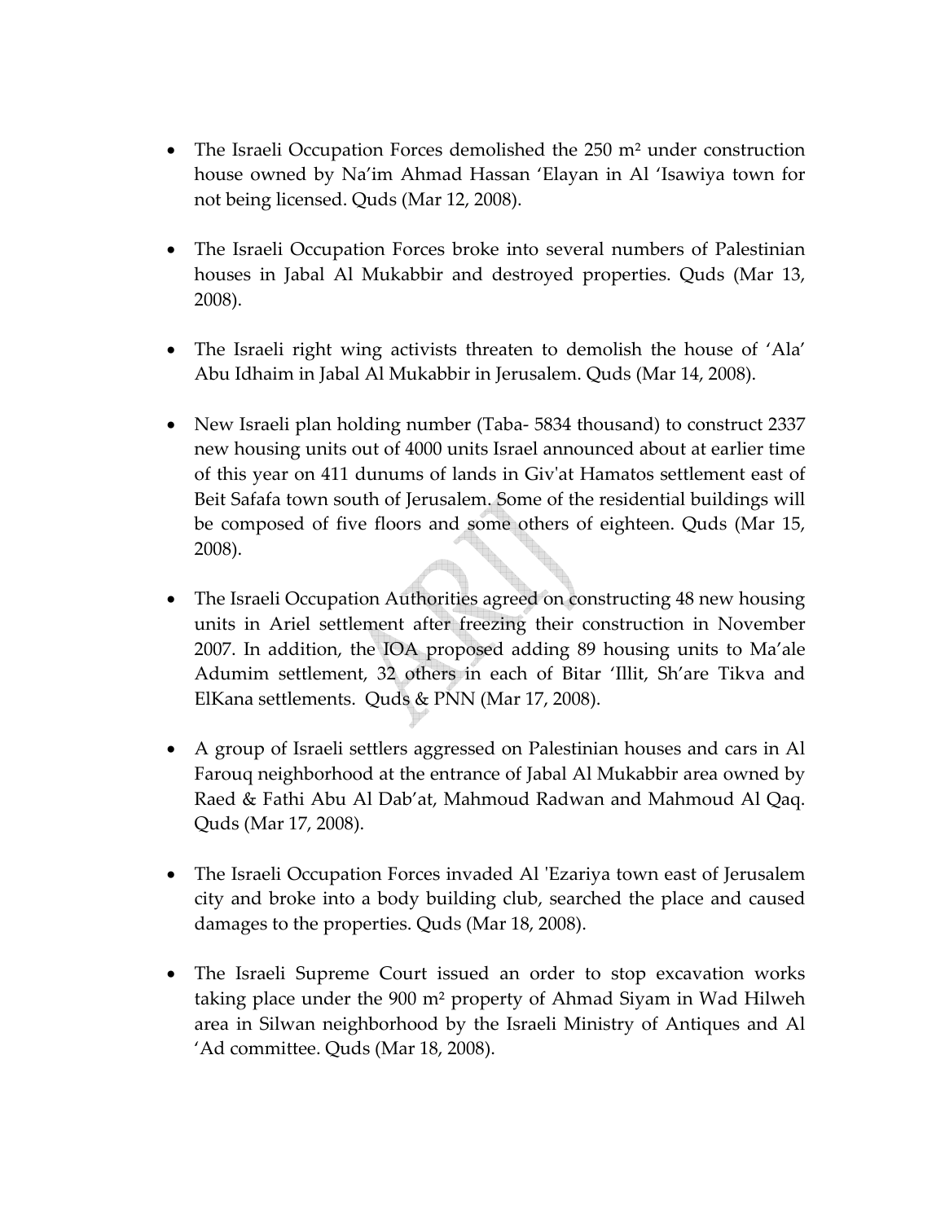- The Israeli Occupation Forces demolished the 250 m² under construction house owned by Na'im Ahmad Hassan 'Elayan in Al 'Isawiya town for not being licensed. Quds (Mar 12, 2008).

- The Israeli Occupation Forces broke into several numbers of Palestinian houses in Jabal Al Mukabbir and destroyed properties. Quds (Mar 13, 2008).

- The Israeli right wing activists threaten to demolish the house of 'Ala' Abu Idhaim in Jabal Al Mukabbir in Jerusalem. Quds (Mar 14, 2008).

- New Israeli plan holding number (Taba- 5834 thousand) to construct 2337 new housing units out of 4000 units Israel announced about at earlier time of this year on 411 dunums of lands in Giv'at Hamatos settlement east of Beit Safafa town south of Jerusalem. Some of the residential buildings will be composed of five floors and some others of eighteen. Quds (Mar 15, 2008).

- The Israeli Occupation Authorities agreed on constructing 48 new housing units in Ariel settlement after freezing their construction in November 2007. In addition, the IOA proposed adding 89 housing units to Ma'ale Adumim settlement, 32 others in each of Bitar 'Illit, Sh'are Tikva and ElKana settlements. Quds & PNN (Mar 17, 2008).

- A group of Israeli settlers aggressed on Palestinian houses and cars in Al Farouq neighborhood at the entrance of Jabal Al Mukabbir area owned by Raed & Fathi Abu Al Dab'at, Mahmoud Radwan and Mahmoud Al Qaq. Quds (Mar 17, 2008).

- The Israeli Occupation Forces invaded Al 'Ezariya town east of Jerusalem city and broke into a body building club, searched the place and caused damages to the properties. Quds (Mar 18, 2008).

- The Israeli Supreme Court issued an order to stop excavation works taking place under the 900 m² property of Ahmad Siyam in Wad Hilweh area in Silwan neighborhood by the Israeli Ministry of Antiques and Al 'Ad committee. Quds (Mar 18, 2008).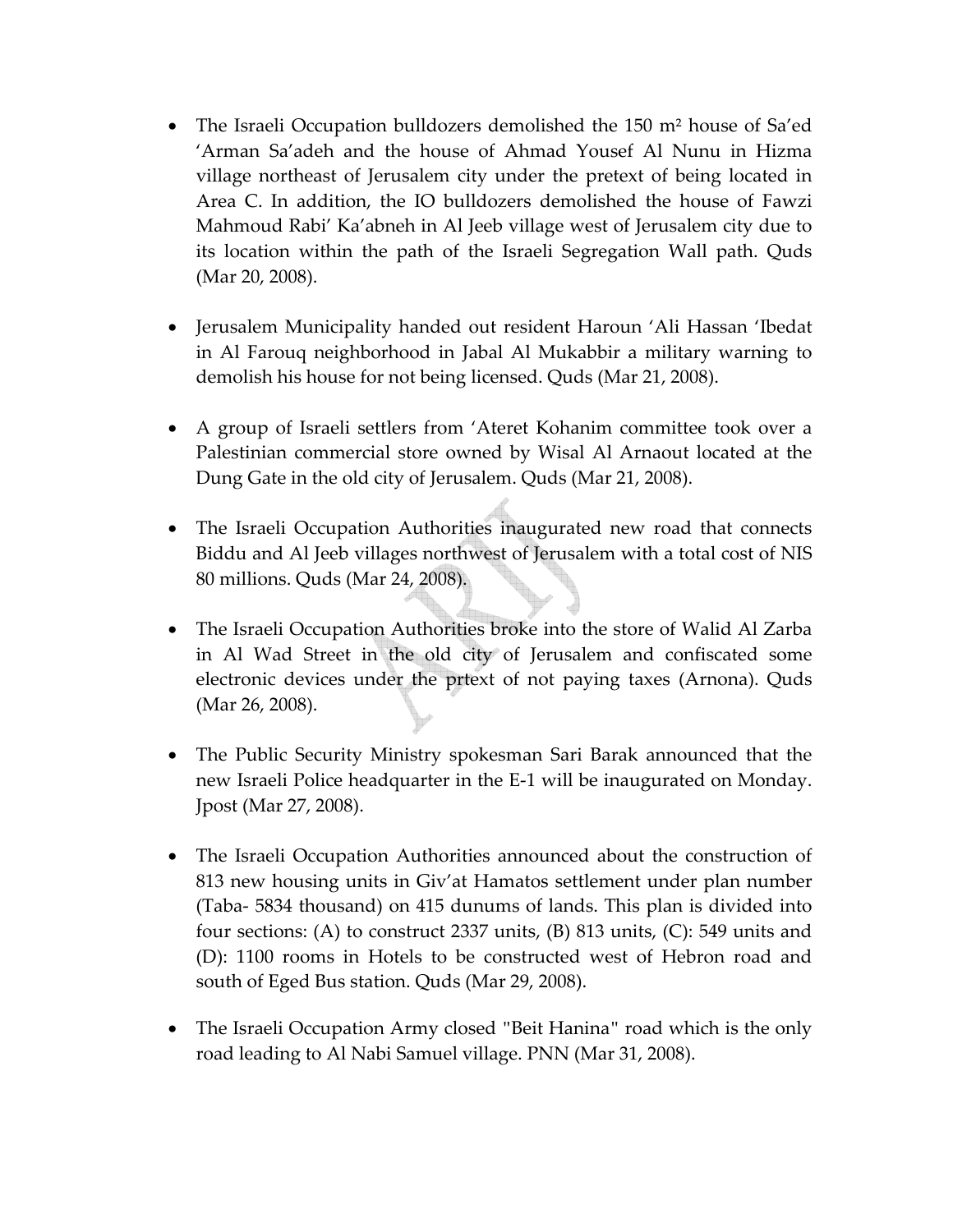- The Israeli Occupation bulldozers demolished the 150 m² house of Sa'ed 'Arman Sa'adeh and the house of Ahmad Yousef Al Nunu in Hizma village northeast of Jerusalem city under the pretext of being located in Area C. In addition, the IO bulldozers demolished the house of Fawzi Mahmoud Rabi' Ka'abneh in Al Jeeb village west of Jerusalem city due to its location within the path of the Israeli Segregation Wall path. Quds (Mar 20, 2008).

- Jerusalem Municipality handed out resident Haroun 'Ali Hassan 'Ibedat in Al Farouq neighborhood in Jabal Al Mukabbir a military warning to demolish his house for not being licensed. Quds (Mar 21, 2008).

- A group of Israeli settlers from 'Ateret Kohanim committee took over a Palestinian commercial store owned by Wisal Al Arnaout located at the Dung Gate in the old city of Jerusalem. Quds (Mar 21, 2008).

- The Israeli Occupation Authorities inaugurated new road that connects Biddu and Al Jeeb villages northwest of Jerusalem with a total cost of NIS 80 millions. Quds (Mar 24, 2008).

- The Israeli Occupation Authorities broke into the store of Walid Al Zarba in Al Wad Street in the old city of Jerusalem and confiscated some electronic devices under the prtext of not paying taxes (Arnona). Quds (Mar 26, 2008).

- The Public Security Ministry spokesman Sari Barak announced that the new Israeli Police headquarter in the E-1 will be inaugurated on Monday. Jpost (Mar 27, 2008).

- The Israeli Occupation Authorities announced about the construction of 813 new housing units in Giv'at Hamatos settlement under plan number (Taba- 5834 thousand) on 415 dunums of lands. This plan is divided into four sections: (A) to construct 2337 units, (B) 813 units, (C): 549 units and (D): 1100 rooms in Hotels to be constructed west of Hebron road and south of Eged Bus station. Quds (Mar 29, 2008).

- The Israeli Occupation Army closed "Beit Hanina" road which is the only road leading to Al Nabi Samuel village. PNN (Mar 31, 2008).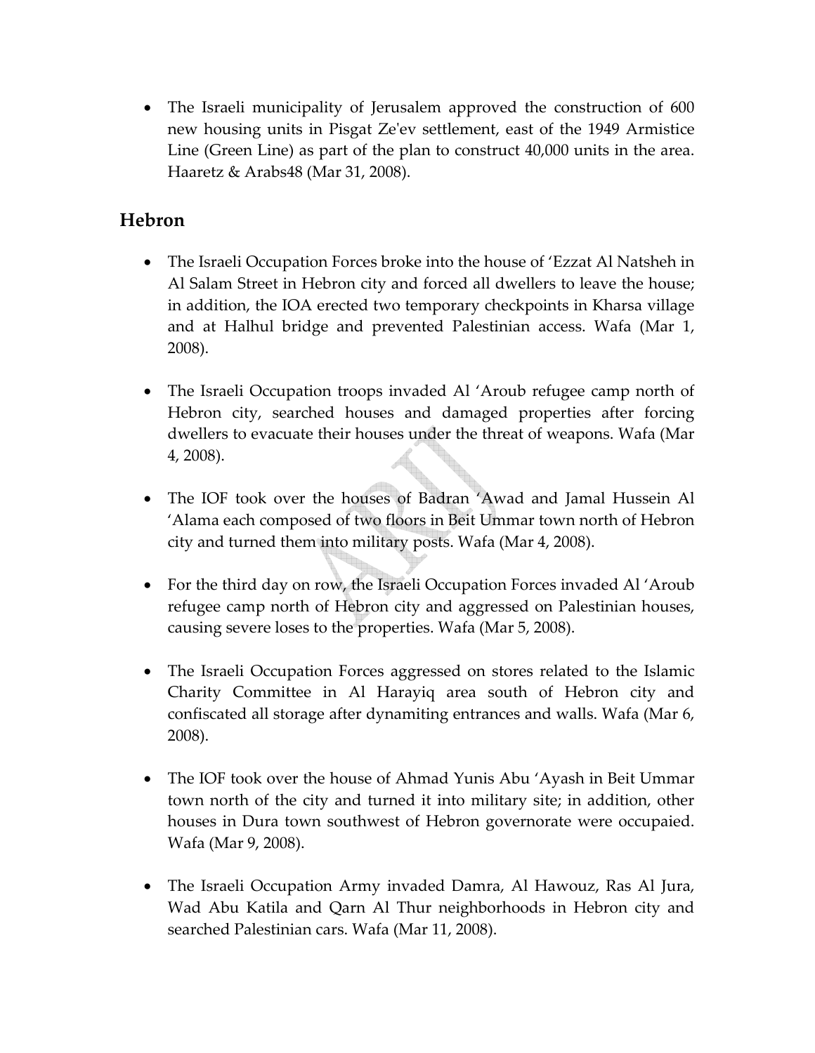- The Israeli municipality of Jerusalem approved the construction of 600 new housing units in Pisgat Ze'ev settlement, east of the 1949 Armistice Line (Green Line) as part of the plan to construct 40,000 units in the area. Haaretz & Arabs48 (Mar 31, 2008).

## Hebron

- The Israeli Occupation Forces broke into the house of 'Ezzat Al Natsheh in Al Salam Street in Hebron city and forced all dwellers to leave the house; in addition, the IOA erected two temporary checkpoints in Kharsa village and at Halhul bridge and prevented Palestinian access. Wafa (Mar 1, 2008).

- The Israeli Occupation troops invaded Al 'Aroub refugee camp north of Hebron city, searched houses and damaged properties after forcing dwellers to evacuate their houses under the threat of weapons. Wafa (Mar 4, 2008).

- The IOF took over the houses of Badran 'Awad and Jamal Hussein Al 'Alama each composed of two floors in Beit Ummar town north of Hebron city and turned them into military posts. Wafa (Mar 4, 2008).

- For the third day on row, the Israeli Occupation Forces invaded Al 'Aroub refugee camp north of Hebron city and aggressed on Palestinian houses, causing severe loses to the properties. Wafa (Mar 5, 2008).

- The Israeli Occupation Forces aggressed on stores related to the Islamic Charity Committee in Al Harayiq area south of Hebron city and confiscated all storage after dynamiting entrances and walls. Wafa (Mar 6, 2008).

- The IOF took over the house of Ahmad Yunis Abu 'Ayash in Beit Ummar town north of the city and turned it into military site; in addition, other houses in Dura town southwest of Hebron governorate were occupaied. Wafa (Mar 9, 2008).

- The Israeli Occupation Army invaded Damra, Al Hawouz, Ras Al Jura, Wad Abu Katila and Qarn Al Thur neighborhoods in Hebron city and searched Palestinian cars. Wafa (Mar 11, 2008).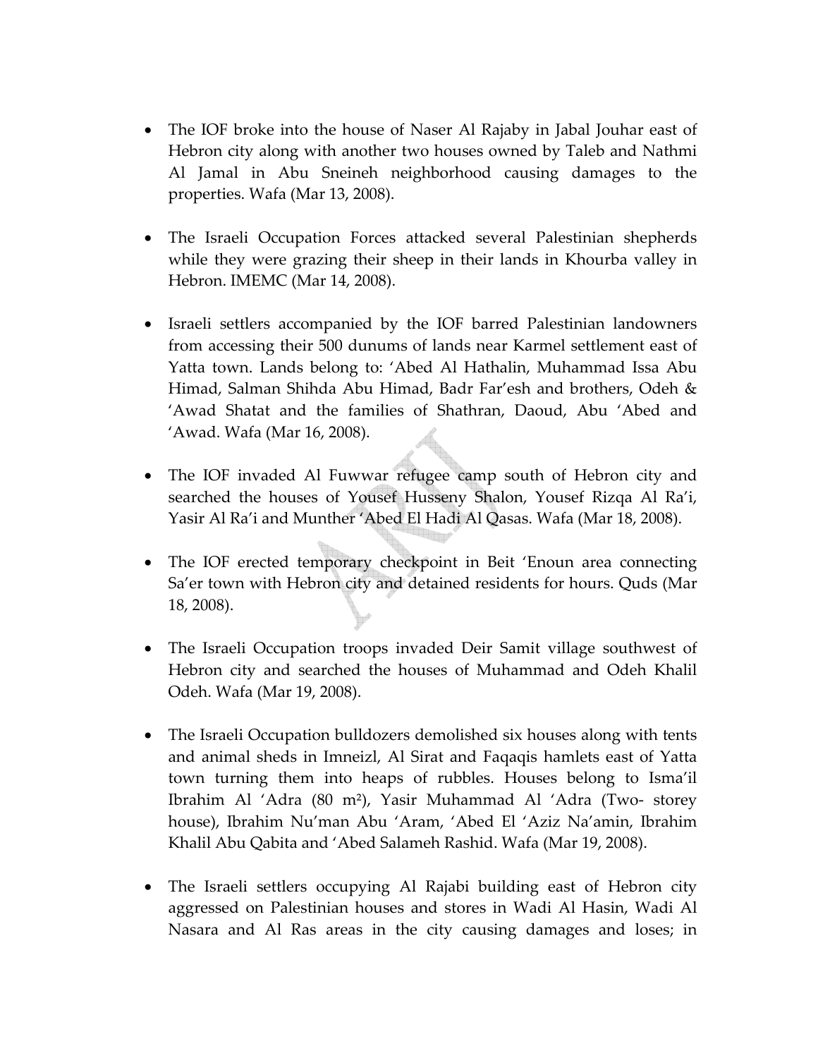- The IOF broke into the house of Naser Al Rajaby in Jabal Jouhar east of Hebron city along with another two houses owned by Taleb and Nathmi Al Jamal in Abu Sneineh neighborhood causing damages to the properties. Wafa (Mar 13, 2008).

- The Israeli Occupation Forces attacked several Palestinian shepherds while they were grazing their sheep in their lands in Khourba valley in Hebron. IMEMC (Mar 14, 2008).

- Israeli settlers accompanied by the IOF barred Palestinian landowners from accessing their 500 dunums of lands near Karmel settlement east of Yatta town. Lands belong to: 'Abed Al Hathalin, Muhammad Issa Abu Himad, Salman Shihda Abu Himad, Badr Far'esh and brothers, Odeh & 'Awad Shatat and the families of Shathran, Daoud, Abu 'Abed and 'Awad. Wafa (Mar 16, 2008).

- The IOF invaded Al Fuwwar refugee camp south of Hebron city and searched the houses of Yousef Husseny Shalon, Yousef Rizqa Al Ra'i, Yasir Al Ra'i and Munther 'Abed El Hadi Al Qasas. Wafa (Mar 18, 2008).

- The IOF erected temporary checkpoint in Beit 'Enoun area connecting Sa'er town with Hebron city and detained residents for hours. Quds (Mar 18, 2008).

- The Israeli Occupation troops invaded Deir Samit village southwest of Hebron city and searched the houses of Muhammad and Odeh Khalil Odeh. Wafa (Mar 19, 2008).

- The Israeli Occupation bulldozers demolished six houses along with tents and animal sheds in Imneizl, Al Sirat and Faqaqis hamlets east of Yatta town turning them into heaps of rubbles. Houses belong to Isma'il Ibrahim Al 'Adra (80 m²), Yasir Muhammad Al 'Adra (Two- storey house), Ibrahim Nu'man Abu 'Aram, 'Abed El 'Aziz Na'amin, Ibrahim Khalil Abu Qabita and 'Abed Salameh Rashid. Wafa (Mar 19, 2008).

- The Israeli settlers occupying Al Rajabi building east of Hebron city aggressed on Palestinian houses and stores in Wadi Al Hasin, Wadi Al Nasara and Al Ras areas in the city causing damages and loses; in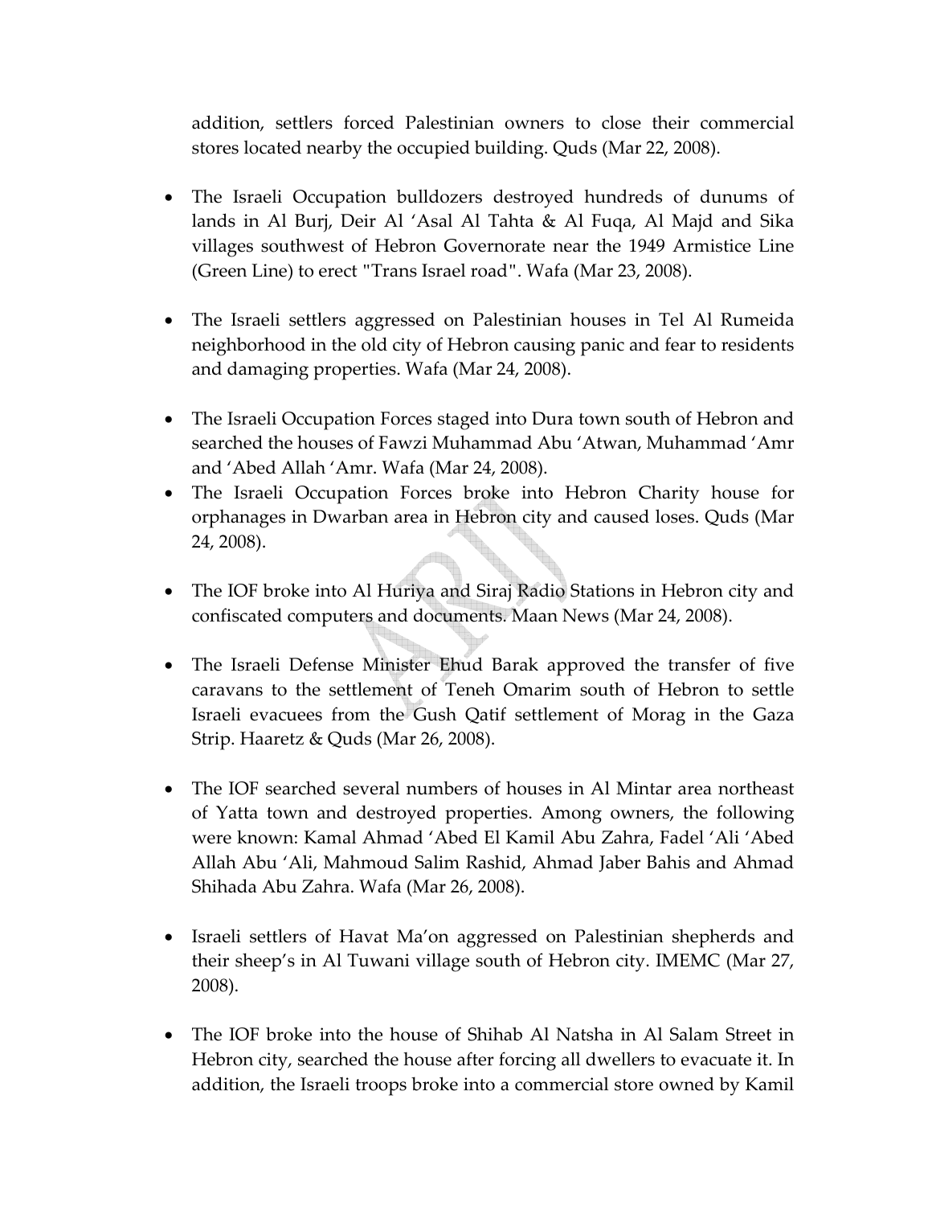addition, settlers forced Palestinian owners to close their commercial stores located nearby the occupied building. Quds (Mar 22, 2008).

- The Israeli Occupation bulldozers destroyed hundreds of dunums of lands in Al Burj, Deir Al 'Asal Al Tahta & Al Fuqa, Al Majd and Sika villages southwest of Hebron Governorate near the 1949 Armistice Line (Green Line) to erect "Trans Israel road". Wafa (Mar 23, 2008).

- The Israeli settlers aggressed on Palestinian houses in Tel Al Rumeida neighborhood in the old city of Hebron causing panic and fear to residents and damaging properties. Wafa (Mar 24, 2008).

- The Israeli Occupation Forces staged into Dura town south of Hebron and searched the houses of Fawzi Muhammad Abu 'Atwan, Muhammad 'Amr and 'Abed Allah 'Amr. Wafa (Mar 24, 2008).
- The Israeli Occupation Forces broke into Hebron Charity house for orphanages in Dwarban area in Hebron city and caused loses. Quds (Mar 24, 2008).

- The IOF broke into Al Huriya and Siraj Radio Stations in Hebron city and confiscated computers and documents. Maan News (Mar 24, 2008).

- The Israeli Defense Minister Ehud Barak approved the transfer of five caravans to the settlement of Teneh Omarim south of Hebron to settle Israeli evacuees from the Gush Qatif settlement of Morag in the Gaza Strip. Haaretz & Quds (Mar 26, 2008).

- The IOF searched several numbers of houses in Al Mintar area northeast of Yatta town and destroyed properties. Among owners, the following were known: Kamal Ahmad 'Abed El Kamil Abu Zahra, Fadel 'Ali 'Abed Allah Abu 'Ali, Mahmoud Salim Rashid, Ahmad Jaber Bahis and Ahmad Shihada Abu Zahra. Wafa (Mar 26, 2008).

- Israeli settlers of Havat Ma'on aggressed on Palestinian shepherds and their sheep's in Al Tuwani village south of Hebron city. IMEMC (Mar 27, 2008).

- The IOF broke into the house of Shihab Al Natsha in Al Salam Street in Hebron city, searched the house after forcing all dwellers to evacuate it. In addition, the Israeli troops broke into a commercial store owned by Kamil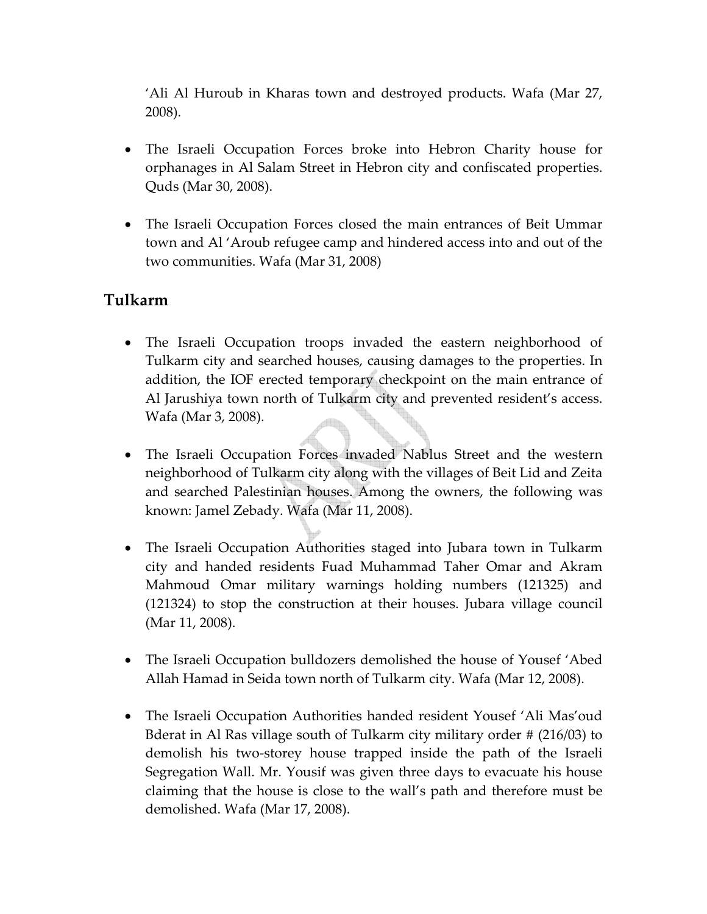'Ali Al Huroub in Kharas town and destroyed products. Wafa (Mar 27, 2008).

- The Israeli Occupation Forces broke into Hebron Charity house for orphanages in Al Salam Street in Hebron city and confiscated properties. Quds (Mar 30, 2008).

- The Israeli Occupation Forces closed the main entrances of Beit Ummar town and Al 'Aroub refugee camp and hindered access into and out of the two communities. Wafa (Mar 31, 2008)

## Tulkarm

- The Israeli Occupation troops invaded the eastern neighborhood of Tulkarm city and searched houses, causing damages to the properties. In addition, the IOF erected temporary checkpoint on the main entrance of Al Jarushiya town north of Tulkarm city and prevented resident's access. Wafa (Mar 3, 2008).

- The Israeli Occupation Forces invaded Nablus Street and the western neighborhood of Tulkarm city along with the villages of Beit Lid and Zeita and searched Palestinian houses. Among the owners, the following was known: Jamel Zebady. Wafa (Mar 11, 2008).

- The Israeli Occupation Authorities staged into Jubara town in Tulkarm city and handed residents Fuad Muhammad Taher Omar and Akram Mahmoud Omar military warnings holding numbers (121325) and (121324) to stop the construction at their houses. Jubara village council (Mar 11, 2008).

- The Israeli Occupation bulldozers demolished the house of Yousef 'Abed Allah Hamad in Seida town north of Tulkarm city. Wafa (Mar 12, 2008).

- The Israeli Occupation Authorities handed resident Yousef 'Ali Mas'oud Bderat in Al Ras village south of Tulkarm city military order # (216/03) to demolish his two-storey house trapped inside the path of the Israeli Segregation Wall. Mr. Yousif was given three days to evacuate his house claiming that the house is close to the wall's path and therefore must be demolished. Wafa (Mar 17, 2008).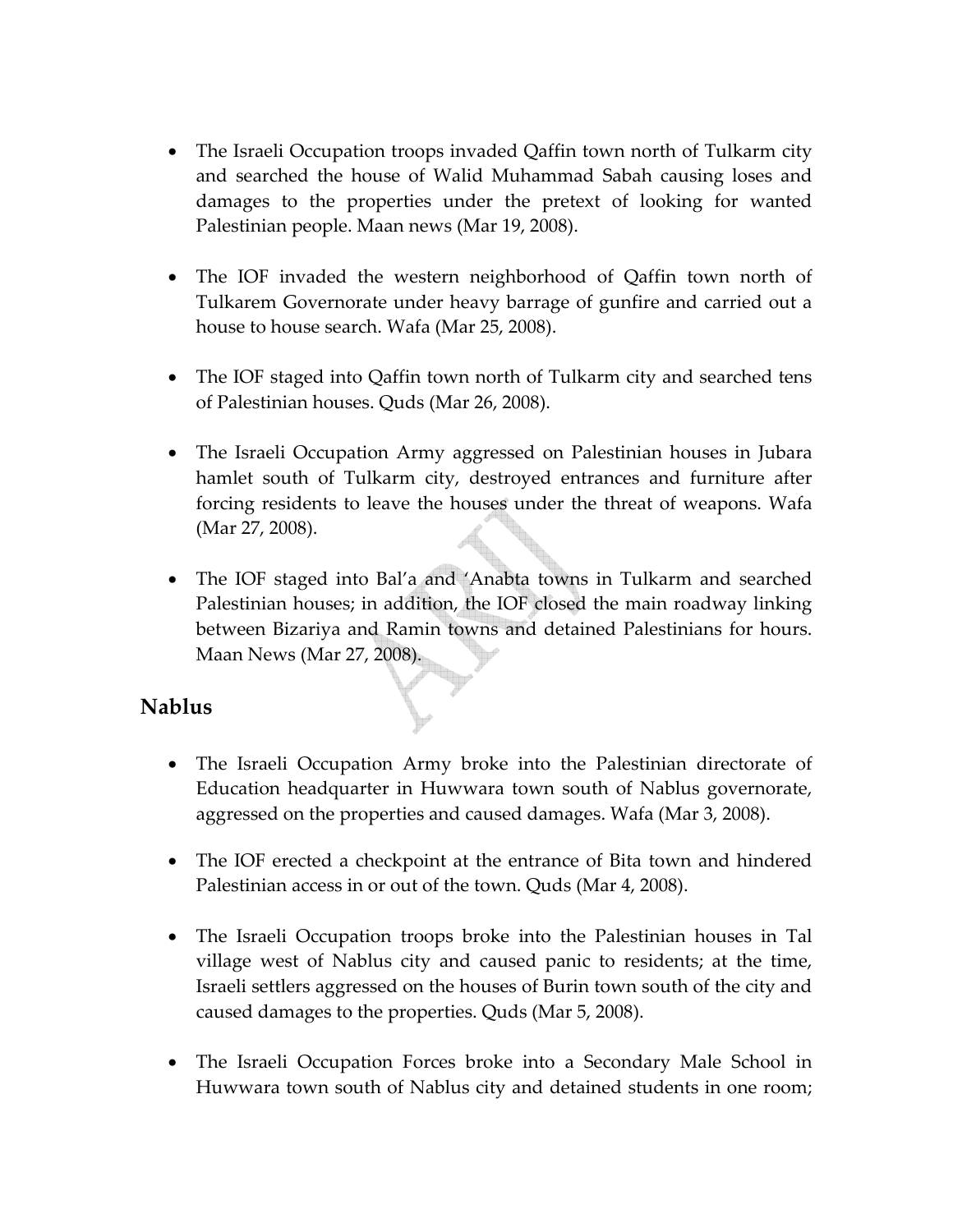- The Israeli Occupation troops invaded Qaffin town north of Tulkarm city and searched the house of Walid Muhammad Sabah causing loses and damages to the properties under the pretext of looking for wanted Palestinian people. Maan news (Mar 19, 2008).

- The IOF invaded the western neighborhood of Qaffin town north of Tulkarem Governorate under heavy barrage of gunfire and carried out a house to house search. Wafa (Mar 25, 2008).

- The IOF staged into Qaffin town north of Tulkarm city and searched tens of Palestinian houses. Quds (Mar 26, 2008).

- The Israeli Occupation Army aggressed on Palestinian houses in Jubara hamlet south of Tulkarm city, destroyed entrances and furniture after forcing residents to leave the houses under the threat of weapons. Wafa (Mar 27, 2008).

- The IOF staged into Bal'a and 'Anabta towns in Tulkarm and searched Palestinian houses; in addition, the IOF closed the main roadway linking between Bizariya and Ramin towns and detained Palestinians for hours. Maan News (Mar 27, 2008).

## Nablus

- The Israeli Occupation Army broke into the Palestinian directorate of Education headquarter in Huwwara town south of Nablus governorate, aggressed on the properties and caused damages. Wafa (Mar 3, 2008).

- The IOF erected a checkpoint at the entrance of Bita town and hindered Palestinian access in or out of the town. Quds (Mar 4, 2008).

- The Israeli Occupation troops broke into the Palestinian houses in Tal village west of Nablus city and caused panic to residents; at the time, Israeli settlers aggressed on the houses of Burin town south of the city and caused damages to the properties. Quds (Mar 5, 2008).

- The Israeli Occupation Forces broke into a Secondary Male School in Huwwara town south of Nablus city and detained students in one room;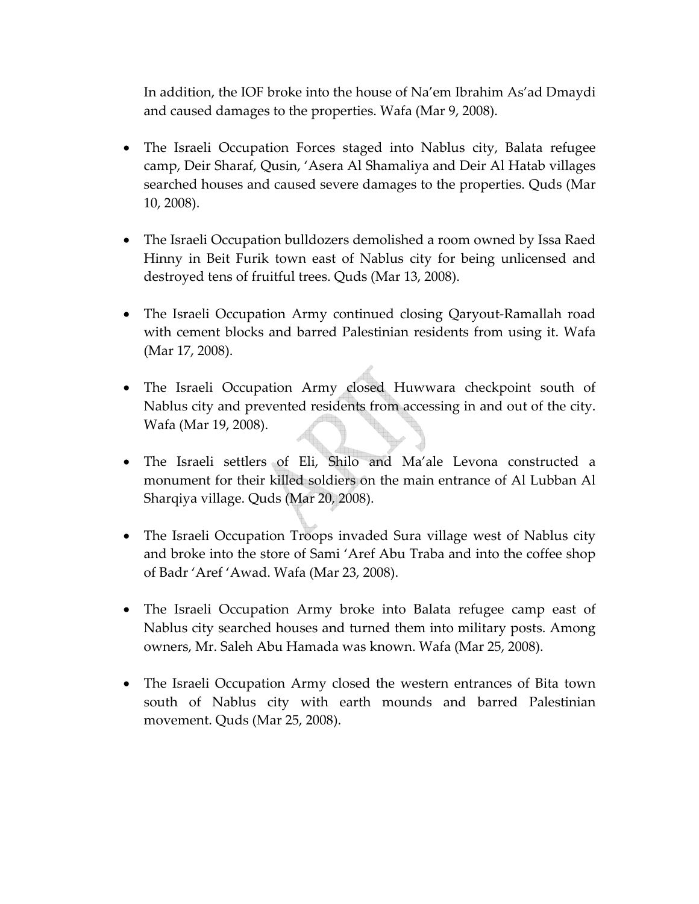In addition, the IOF broke into the house of Na'em Ibrahim As'ad Dmaydi and caused damages to the properties. Wafa (Mar 9, 2008).

- The Israeli Occupation Forces staged into Nablus city, Balata refugee camp, Deir Sharaf, Qusin, 'Asera Al Shamaliya and Deir Al Hatab villages searched houses and caused severe damages to the properties. Quds (Mar 10, 2008).

- The Israeli Occupation bulldozers demolished a room owned by Issa Raed Hinny in Beit Furik town east of Nablus city for being unlicensed and destroyed tens of fruitful trees. Quds (Mar 13, 2008).

- The Israeli Occupation Army continued closing Qaryout-Ramallah road with cement blocks and barred Palestinian residents from using it. Wafa (Mar 17, 2008).

- The Israeli Occupation Army closed Huwwara checkpoint south of Nablus city and prevented residents from accessing in and out of the city. Wafa (Mar 19, 2008).

- The Israeli settlers of Eli, Shilo and Ma'ale Levona constructed a monument for their killed soldiers on the main entrance of Al Lubban Al Sharqiya village. Quds (Mar 20, 2008).

- The Israeli Occupation Troops invaded Sura village west of Nablus city and broke into the store of Sami 'Aref Abu Traba and into the coffee shop of Badr 'Aref 'Awad. Wafa (Mar 23, 2008).

- The Israeli Occupation Army broke into Balata refugee camp east of Nablus city searched houses and turned them into military posts. Among owners, Mr. Saleh Abu Hamada was known. Wafa (Mar 25, 2008).

- The Israeli Occupation Army closed the western entrances of Bita town south of Nablus city with earth mounds and barred Palestinian movement. Quds (Mar 25, 2008).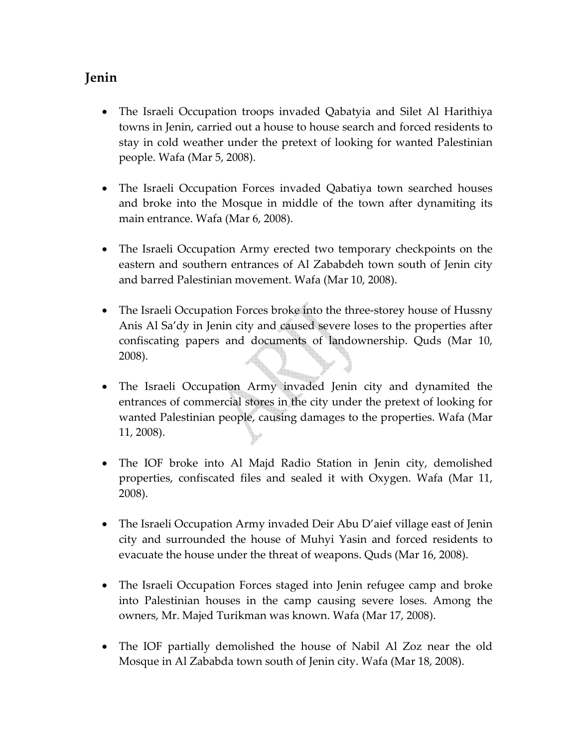## Jenin

- The Israeli Occupation troops invaded Qabatyia and Silet Al Harithiya towns in Jenin, carried out a house to house search and forced residents to stay in cold weather under the pretext of looking for wanted Palestinian people. Wafa (Mar 5, 2008).

- The Israeli Occupation Forces invaded Qabatiya town searched houses and broke into the Mosque in middle of the town after dynamiting its main entrance. Wafa (Mar 6, 2008).

- The Israeli Occupation Army erected two temporary checkpoints on the eastern and southern entrances of Al Zababdeh town south of Jenin city and barred Palestinian movement. Wafa (Mar 10, 2008).

- The Israeli Occupation Forces broke into the three-storey house of Hussny Anis Al Sa'dy in Jenin city and caused severe loses to the properties after confiscating papers and documents of landownership. Quds (Mar 10, 2008).

- The Israeli Occupation Army invaded Jenin city and dynamited the entrances of commercial stores in the city under the pretext of looking for wanted Palestinian people, causing damages to the properties. Wafa (Mar 11, 2008).

- The IOF broke into Al Majd Radio Station in Jenin city, demolished properties, confiscated files and sealed it with Oxygen. Wafa (Mar 11, 2008).

- The Israeli Occupation Army invaded Deir Abu D'aief village east of Jenin city and surrounded the house of Muhyi Yasin and forced residents to evacuate the house under the threat of weapons. Quds (Mar 16, 2008).

- The Israeli Occupation Forces staged into Jenin refugee camp and broke into Palestinian houses in the camp causing severe loses. Among the owners, Mr. Majed Turikman was known. Wafa (Mar 17, 2008).

- The IOF partially demolished the house of Nabil Al Zoz near the old Mosque in Al Zababda town south of Jenin city. Wafa (Mar 18, 2008).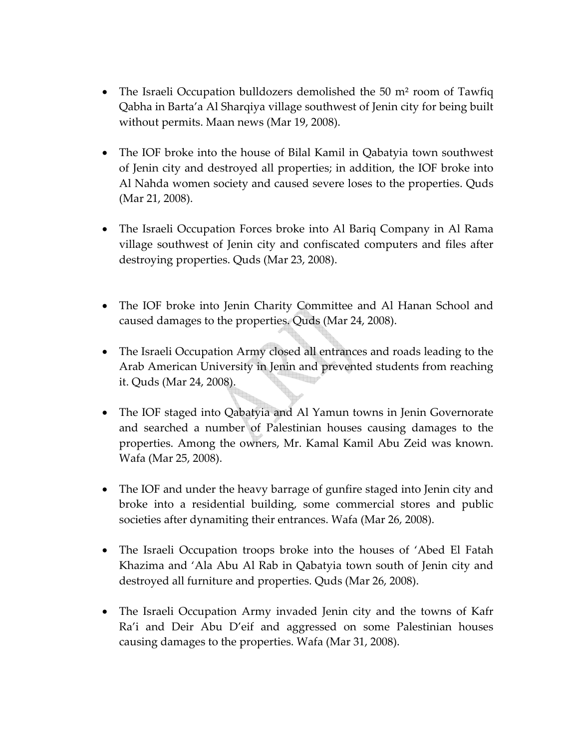- The Israeli Occupation bulldozers demolished the 50 m² room of Tawfiq Qabha in Barta'a Al Sharqiya village southwest of Jenin city for being built without permits. Maan news (Mar 19, 2008).

- The IOF broke into the house of Bilal Kamil in Qabatyia town southwest of Jenin city and destroyed all properties; in addition, the IOF broke into Al Nahda women society and caused severe loses to the properties. Quds (Mar 21, 2008).

- The Israeli Occupation Forces broke into Al Bariq Company in Al Rama village southwest of Jenin city and confiscated computers and files after destroying properties. Quds (Mar 23, 2008).

- The IOF broke into Jenin Charity Committee and Al Hanan School and caused damages to the properties. Quds (Mar 24, 2008).

- The Israeli Occupation Army closed all entrances and roads leading to the Arab American University in Jenin and prevented students from reaching it. Quds (Mar 24, 2008).

- The IOF staged into Qabatyia and Al Yamun towns in Jenin Governorate and searched a number of Palestinian houses causing damages to the properties. Among the owners, Mr. Kamal Kamil Abu Zeid was known. Wafa (Mar 25, 2008).

- The IOF and under the heavy barrage of gunfire staged into Jenin city and broke into a residential building, some commercial stores and public societies after dynamiting their entrances. Wafa (Mar 26, 2008).

- The Israeli Occupation troops broke into the houses of 'Abed El Fatah Khazima and 'Ala Abu Al Rab in Qabatyia town south of Jenin city and destroyed all furniture and properties. Quds (Mar 26, 2008).

- The Israeli Occupation Army invaded Jenin city and the towns of Kafr Ra'i and Deir Abu D'eif and aggressed on some Palestinian houses causing damages to the properties. Wafa (Mar 31, 2008).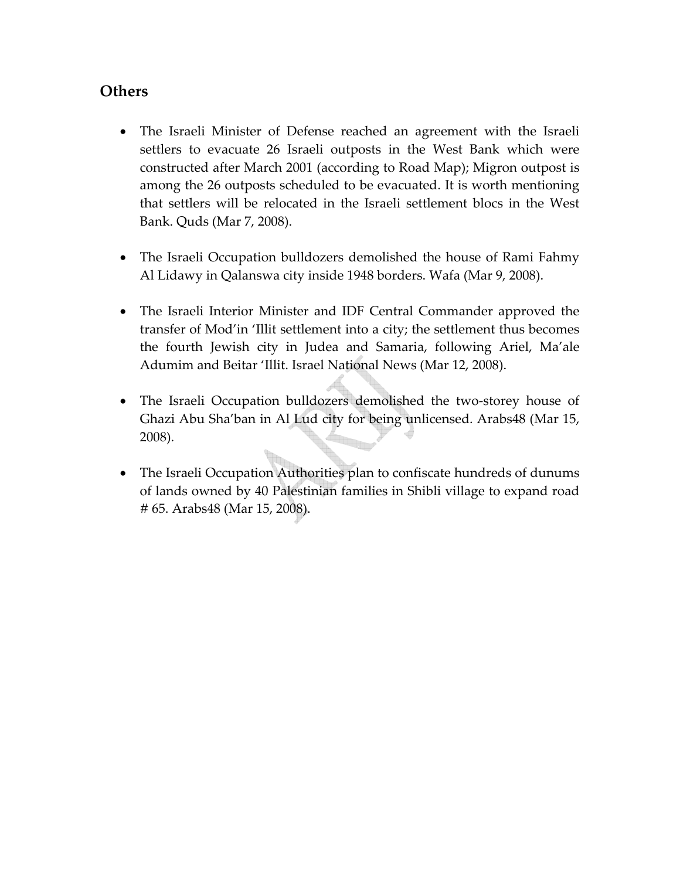## Others

- The Israeli Minister of Defense reached an agreement with the Israeli settlers to evacuate 26 Israeli outposts in the West Bank which were constructed after March 2001 (according to Road Map); Migron outpost is among the 26 outposts scheduled to be evacuated. It is worth mentioning that settlers will be relocated in the Israeli settlement blocs in the West Bank. Quds (Mar 7, 2008).

- The Israeli Occupation bulldozers demolished the house of Rami Fahmy Al Lidawy in Qalanswa city inside 1948 borders. Wafa (Mar 9, 2008).

- The Israeli Interior Minister and IDF Central Commander approved the transfer of Mod'in 'Illit settlement into a city; the settlement thus becomes the fourth Jewish city in Judea and Samaria, following Ariel, Ma'ale Adumim and Beitar 'Illit. Israel National News (Mar 12, 2008).

- The Israeli Occupation bulldozers demolished the two-storey house of Ghazi Abu Sha'ban in Al Lud city for being unlicensed. Arabs48 (Mar 15, 2008).

- The Israeli Occupation Authorities plan to confiscate hundreds of dunums of lands owned by 40 Palestinian families in Shibli village to expand road # 65. Arabs48 (Mar 15, 2008).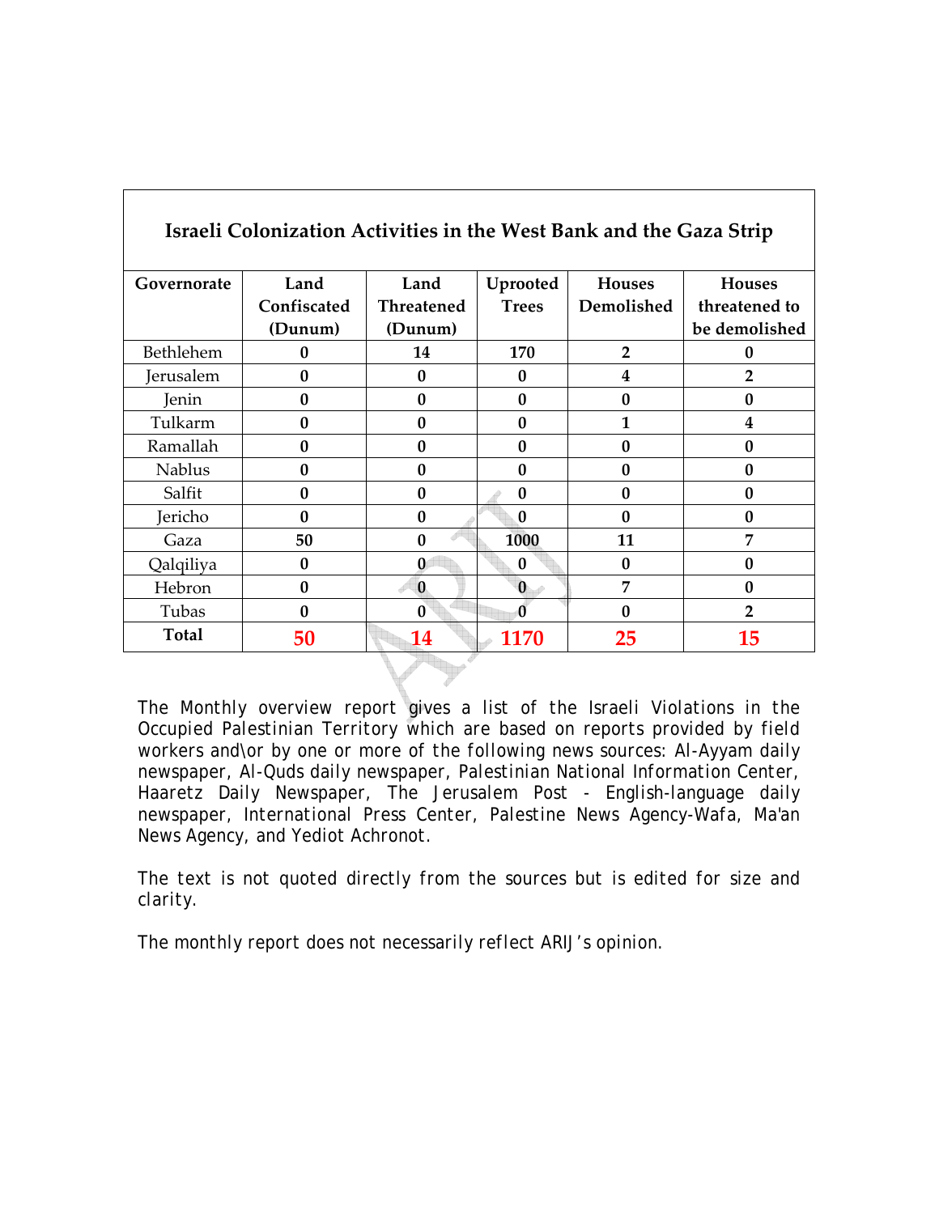| Israeli Colonization Activities in the West Bank and the Gaza Strip | | | | | |
|---|---|---|---|---|---|
| **Governorate** | **Land Confiscated (Dunum)** | **Land Threatened (Dunum)** | **Uprooted Trees** | **Houses Demolished** | **Houses threatened to be demolished** |
| Bethlehem | **0** | **14** | **170** | **2** | **0** |
| Jerusalem | **0** | **0** | **0** | **4** | **2** |
| Jenin | **0** | **0** | **0** | **0** | **0** |
| Tulkarm | **0** | **0** | **0** | **1** | **4** |
| Ramallah | **0** | **0** | **0** | **0** | **0** |
| Nablus | **0** | **0** | **0** | **0** | **0** |
| Salfit | **0** | **0** | **0** | **0** | **0** |
| Jericho | **0** | **0** | **0** | **0** | **0** |
| Gaza | **50** | **0** | **1000** | **11** | **7** |
| Qalqiliya | **0** | **0** | **0** | **0** | **0** |
| Hebron | **0** | **0** | **0** | **7** | **0** |
| Tubas | **0** | **0** | **0** | **0** | **2** |
| **Total** | **50** | **14** | **1170** | **25** | **15** |

The Monthly overview report gives a list of the Israeli Violations in the Occupied Palestinian Territory which are based on reports provided by field workers and\or by one or more of the following news sources: Al-Ayyam daily newspaper, Al-Quds daily newspaper, Palestinian National Information Center, Haaretz Daily Newspaper, The Jerusalem Post - English-language daily newspaper, International Press Center, Palestine News Agency-Wafa, Ma'an News Agency, and Yediot Achronot.

The text is not quoted directly from the sources but is edited for size and clarity.

The monthly report does not necessarily reflect ARIJ's opinion.